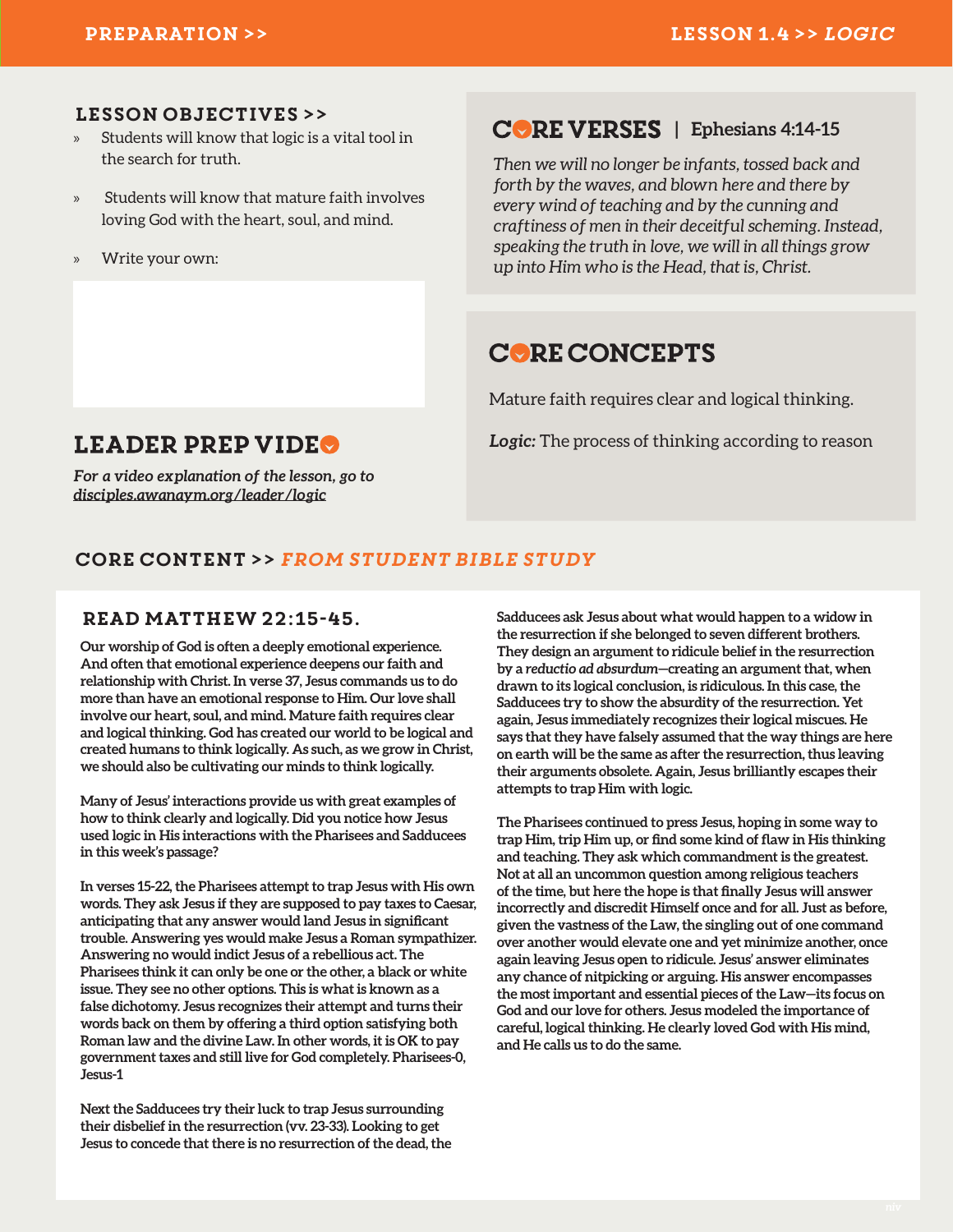## LESSON OBJECTIVES >>

- Students will know that logic is a vital tool in the search for truth.
- Students will know that mature faith involves loving God with the heart, soul, and mind.
- Write your own:

## LEADER PREP VIDEO

*For a video explanation of the lesson, go to disciples.awanaym.org/leader/logic*

## CORE VERSES | Ephesians 4:14-15

*Then we will no longer be infants, tossed back and forth by the waves, and blown here and there by every wind of teaching and by the cunning and craftiness of men in their deceitful scheming. Instead, speaking the truth in love, we will in all things grow up into Him who is the Head, that is, Christ.*

## CORE CONCEPTS

Mature faith requires clear and logical thinking.

***Logic:*** The process of thinking according to reason

## CORE CONTENT >> *FROM STUDENT BIBLE STUDY*

### READ MATTHEW 22:15-45.

**Our worship of God is often a deeply emotional experience. And often that emotional experience deepens our faith and relationship with Christ. In verse 37, Jesus commands us to do more than have an emotional response to Him. Our love shall involve our heart, soul, and mind. Mature faith requires clear and logical thinking. God has created our world to be logical and created humans to think logically. As such, as we grow in Christ, we should also be cultivating our minds to think logically.**

**Many of Jesus' interactions provide us with great examples of how to think clearly and logically. Did you notice how Jesus used logic in His interactions with the Pharisees and Sadducees in this week's passage?**

**In verses 15-22, the Pharisees attempt to trap Jesus with His own words. They ask Jesus if they are supposed to pay taxes to Caesar, anticipating that any answer would land Jesus in significant trouble. Answering yes would make Jesus a Roman sympathizer. Answering no would indict Jesus of a rebellious act. The Pharisees think it can only be one or the other, a black or white issue. They see no other options. This is what is known as a false dichotomy. Jesus recognizes their attempt and turns their words back on them by offering a third option satisfying both Roman law and the divine Law. In other words, it is OK to pay government taxes and still live for God completely. Pharisees-0, Jesus-1**

**Next the Sadducees try their luck to trap Jesus surrounding their disbelief in the resurrection (vv. 23-33). Looking to get Jesus to concede that there is no resurrection of the dead, the Sadducees ask Jesus about what would happen to a widow in the resurrection if she belonged to seven different brothers. They design an argument to ridicule belief in the resurrection by a *reductio ad absurdum*—creating an argument that, when drawn to its logical conclusion, is ridiculous. In this case, the Sadducees try to show the absurdity of the resurrection. Yet again, Jesus immediately recognizes their logical miscues. He says that they have falsely assumed that the way things are here on earth will be the same as after the resurrection, thus leaving their arguments obsolete. Again, Jesus brilliantly escapes their attempts to trap Him with logic.**

**The Pharisees continued to press Jesus, hoping in some way to trap Him, trip Him up, or find some kind of flaw in His thinking and teaching. They ask which commandment is the greatest. Not at all an uncommon question among religious teachers of the time, but here the hope is that finally Jesus will answer incorrectly and discredit Himself once and for all. Just as before, given the vastness of the Law, the singling out of one command over another would elevate one and yet minimize another, once again leaving Jesus open to ridicule. Jesus' answer eliminates any chance of nitpicking or arguing. His answer encompasses the most important and essential pieces of the Law—its focus on God and our love for others. Jesus modeled the importance of careful, logical thinking. He clearly loved God with His mind, and He calls us to do the same.**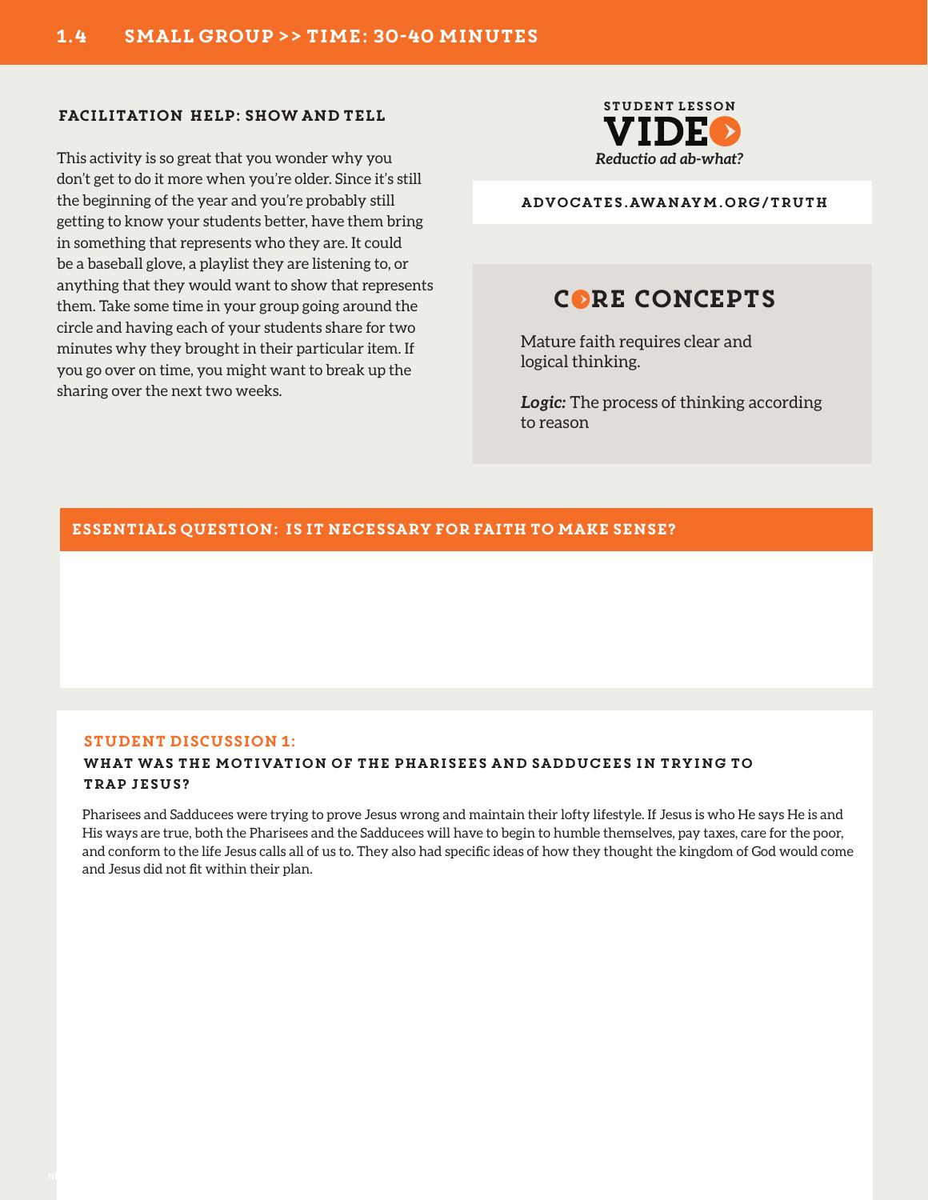## 1.4 SMALL GROUP >> TIME: 30-40 MINUTES

### FACILITATION HELP: SHOW AND TELL

This activity is so great that you wonder why you don't get to do it more when you're older. Since it's still the beginning of the year and you're probably still getting to know your students better, have them bring in something that represents who they are. It could be a baseball glove, a playlist they are listening to, or anything that they would want to show that represents them. Take some time in your group going around the circle and having each of your students share for two minutes why they brought in their particular item. If you go over on time, you might want to break up the sharing over the next two weeks.

STUDENT LESSON

**VIDEO**

*Reductio ad ab-what?*

ADVOCATES.AWANAYM.ORG/TRUTH

### CORE CONCEPTS

Mature faith requires clear and logical thinking.

***Logic:*** The process of thinking according to reason

### ESSENTIALS QUESTION: IS IT NECESSARY FOR FAITH TO MAKE SENSE?

### STUDENT DISCUSSION 1:

**WHAT WAS THE MOTIVATION OF THE PHARISEES AND SADDUCEES IN TRYING TO TRAP JESUS?**

Pharisees and Sadducees were trying to prove Jesus wrong and maintain their lofty lifestyle. If Jesus is who He says He is and His ways are true, both the Pharisees and the Sadducees will have to begin to humble themselves, pay taxes, care for the poor, and conform to the life Jesus calls all of us to. They also had specific ideas of how they thought the kingdom of God would come and Jesus did not fit within their plan.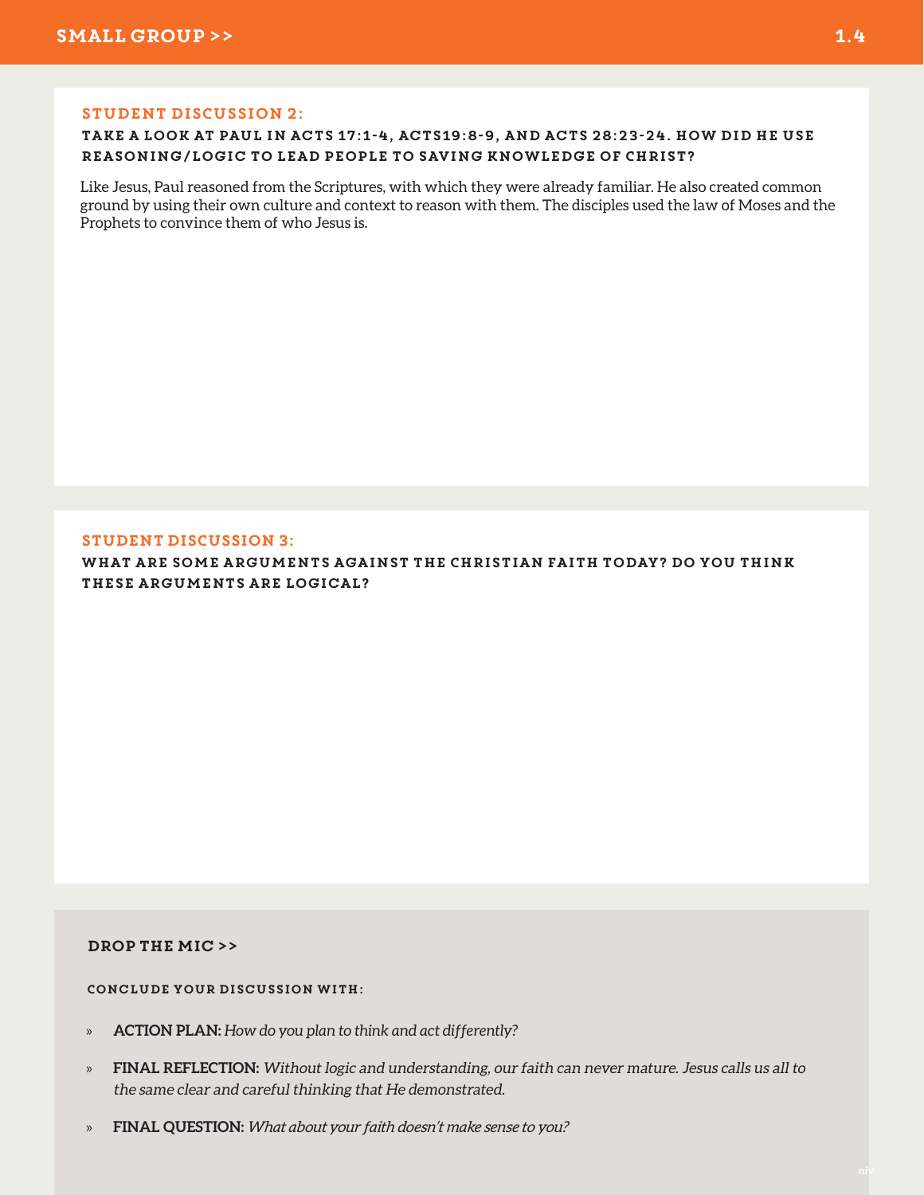## STUDENT DISCUSSION 2:

**TAKE A LOOK AT PAUL IN ACTS 17:1-4, ACTS19:8-9, AND ACTS 28:23-24. HOW DID HE USE REASONING/LOGIC TO LEAD PEOPLE TO SAVING KNOWLEDGE OF CHRIST?**

Like Jesus, Paul reasoned from the Scriptures, with which they were already familiar. He also created common ground by using their own culture and context to reason with them. The disciples used the law of Moses and the Prophets to convince them of who Jesus is.

## STUDENT DISCUSSION 3:

**WHAT ARE SOME ARGUMENTS AGAINST THE CHRISTIAN FAITH TODAY? DO YOU THINK THESE ARGUMENTS ARE LOGICAL?**

## DROP THE MIC >>

**CONCLUDE YOUR DISCUSSION WITH:**

- **ACTION PLAN:** *How do you plan to think and act differently?*
- **FINAL REFLECTION:** *Without logic and understanding, our faith can never mature. Jesus calls us all to the same clear and careful thinking that He demonstrated.*
- **FINAL QUESTION:** *What about your faith doesn't make sense to you?*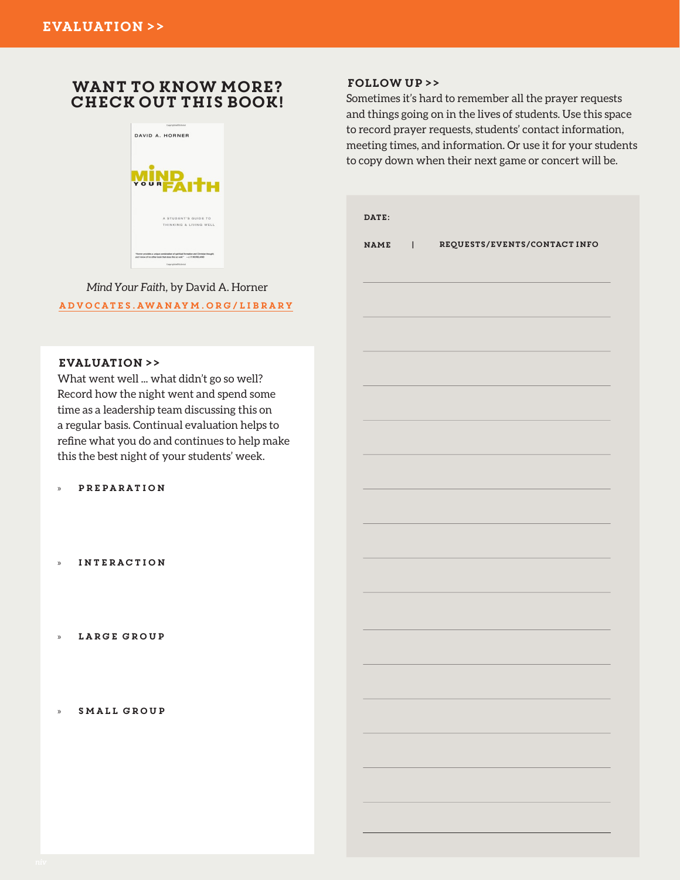EVALUATION >>

## WANT TO KNOW MORE? CHECK OUT THIS BOOK!

*Mind Your Faith*, by David A. Horner

ADVOCATES.AWANAYM.ORG/LIBRARY

### EVALUATION >>

What went well ... what didn't go so well? Record how the night went and spend some time as a leadership team discussing this on a regular basis. Continual evaluation helps to refine what you do and continues to help make this the best night of your students' week.

» **PREPARATION**

» **INTERACTION**

» **LARGE GROUP**

» **SMALL GROUP**

### FOLLOW UP >>

Sometimes it's hard to remember all the prayer requests and things going on in the lives of students. Use this space to record prayer requests, students' contact information, meeting times, and information. Or use it for your students to copy down when their next game or concert will be.

**DATE:**

| NAME | REQUESTS/EVENTS/CONTACT INFO |
| --- | --- |
| | |
| | |
| | |
| | |
| | |
| | |
| | |
| | |
| | |
| | |
| | |
| | |
| | |
| | |
| | |
| | |
| | |